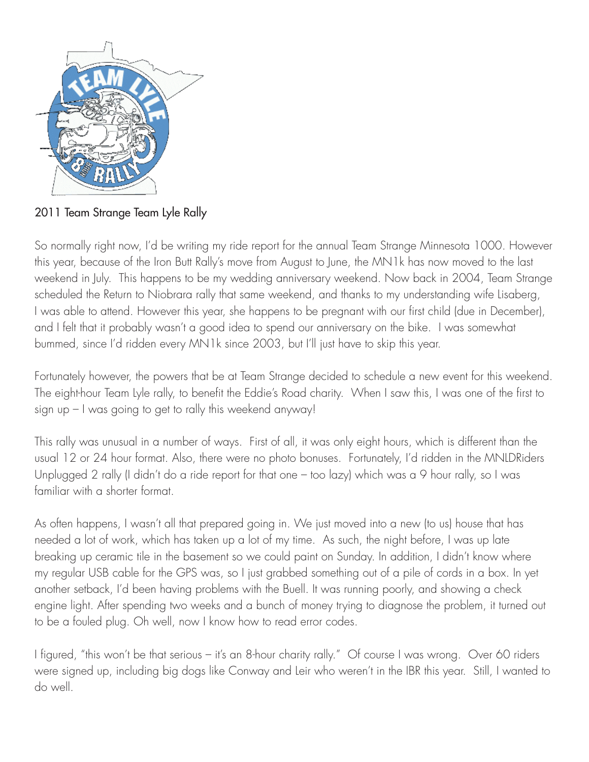# 2011 Team Strange Team Lyle Rally

So normally right now, I'd be writing my ride report for the annual Team Strange Minnesota 1000. However this year, because of the Iron Butt Rally's move from August to June, the MN1k has now moved to the last weekend in July. This happens to be my wedding anniversary weekend. Now back in 2004, Team Strange scheduled the Return to Niobrara rally that same weekend, and thanks to my understanding wife Lisaberg, I was able to attend. However this year, she happens to be pregnant with our first child (due in December), and I felt that it probably wasn't a good idea to spend our anniversary on the bike. I was somewhat bummed, since I'd ridden every MN1k since 2003, but I'll just have to skip this year.

Fortunately however, the powers that be at Team Strange decided to schedule a new event for this weekend. The eight-hour Team Lyle rally, to benefit the Eddie's Road charity. When I saw this, I was one of the first to sign up – I was going to get to rally this weekend anyway!

This rally was unusual in a number of ways. First of all, it was only eight hours, which is different than the usual 12 or 24 hour format. Also, there were no photo bonuses. Fortunately, I'd ridden in the MNLDRiders Unplugged 2 rally (I didn't do a ride report for that one – too lazy) which was a 9 hour rally, so I was familiar with a shorter format.

As often happens, I wasn't all that prepared going in. We just moved into a new (to us) house that has needed a lot of work, which has taken up a lot of my time. As such, the night before, I was up late breaking up ceramic tile in the basement so we could paint on Sunday. In addition, I didn't know where my regular USB cable for the GPS was, so I just grabbed something out of a pile of cords in a box. In yet another setback, I'd been having problems with the Buell. It was running poorly, and showing a check engine light. After spending two weeks and a bunch of money trying to diagnose the problem, it turned out to be a fouled plug. Oh well, now I know how to read error codes.

I figured, "this won't be that serious – it's an 8-hour charity rally." Of course I was wrong. Over 60 riders were signed up, including big dogs like Conway and Leir who weren't in the IBR this year. Still, I wanted to do well.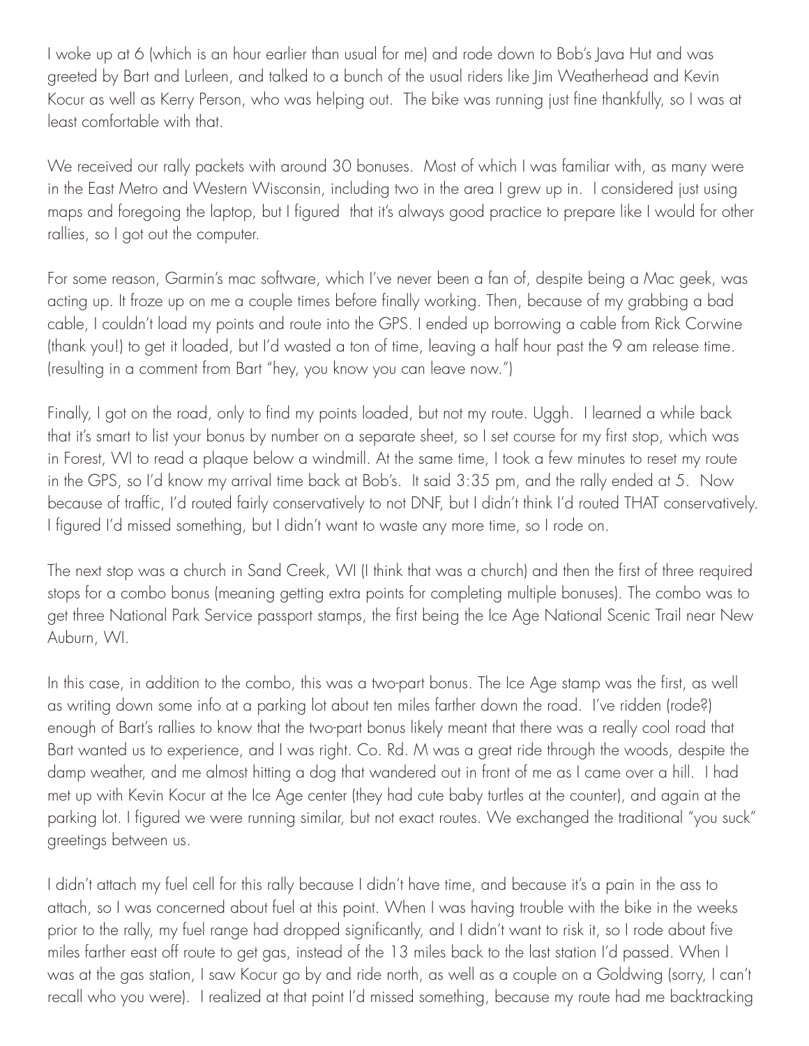I woke up at 6 (which is an hour earlier than usual for me) and rode down to Bob's Java Hut and was greeted by Bart and Lurleen, and talked to a bunch of the usual riders like Jim Weatherhead and Kevin Kocur as well as Kerry Person, who was helping out. The bike was running just fine thankfully, so I was at least comfortable with that.

We received our rally packets with around 30 bonuses. Most of which I was familiar with, as many were in the East Metro and Western Wisconsin, including two in the area I grew up in. I considered just using maps and foregoing the laptop, but I figured that it's always good practice to prepare like I would for other rallies, so I got out the computer.

For some reason, Garmin's mac software, which I've never been a fan of, despite being a Mac geek, was acting up. It froze up on me a couple times before finally working. Then, because of my grabbing a bad cable, I couldn't load my points and route into the GPS. I ended up borrowing a cable from Rick Corwine (thank you!) to get it loaded, but I'd wasted a ton of time, leaving a half hour past the 9 am release time. (resulting in a comment from Bart "hey, you know you can leave now.")

Finally, I got on the road, only to find my points loaded, but not my route. Uggh. I learned a while back that it's smart to list your bonus by number on a separate sheet, so I set course for my first stop, which was in Forest, WI to read a plaque below a windmill. At the same time, I took a few minutes to reset my route in the GPS, so I'd know my arrival time back at Bob's. It said 3:35 pm, and the rally ended at 5. Now because of traffic, I'd routed fairly conservatively to not DNF, but I didn't think I'd routed THAT conservatively. I figured I'd missed something, but I didn't want to waste any more time, so I rode on.

The next stop was a church in Sand Creek, WI (I think that was a church) and then the first of three required stops for a combo bonus (meaning getting extra points for completing multiple bonuses). The combo was to get three National Park Service passport stamps, the first being the Ice Age National Scenic Trail near New Auburn, WI.

In this case, in addition to the combo, this was a two-part bonus. The Ice Age stamp was the first, as well as writing down some info at a parking lot about ten miles farther down the road. I've ridden (rode?) enough of Bart's rallies to know that the two-part bonus likely meant that there was a really cool road that Bart wanted us to experience, and I was right. Co. Rd. M was a great ride through the woods, despite the damp weather, and me almost hitting a dog that wandered out in front of me as I came over a hill. I had met up with Kevin Kocur at the Ice Age center (they had cute baby turtles at the counter), and again at the parking lot. I figured we were running similar, but not exact routes. We exchanged the traditional "you suck" greetings between us.

I didn't attach my fuel cell for this rally because I didn't have time, and because it's a pain in the ass to attach, so I was concerned about fuel at this point. When I was having trouble with the bike in the weeks prior to the rally, my fuel range had dropped significantly, and I didn't want to risk it, so I rode about five miles farther east off route to get gas, instead of the 13 miles back to the last station I'd passed. When I was at the gas station, I saw Kocur go by and ride north, as well as a couple on a Goldwing (sorry, I can't recall who you were). I realized at that point I'd missed something, because my route had me backtracking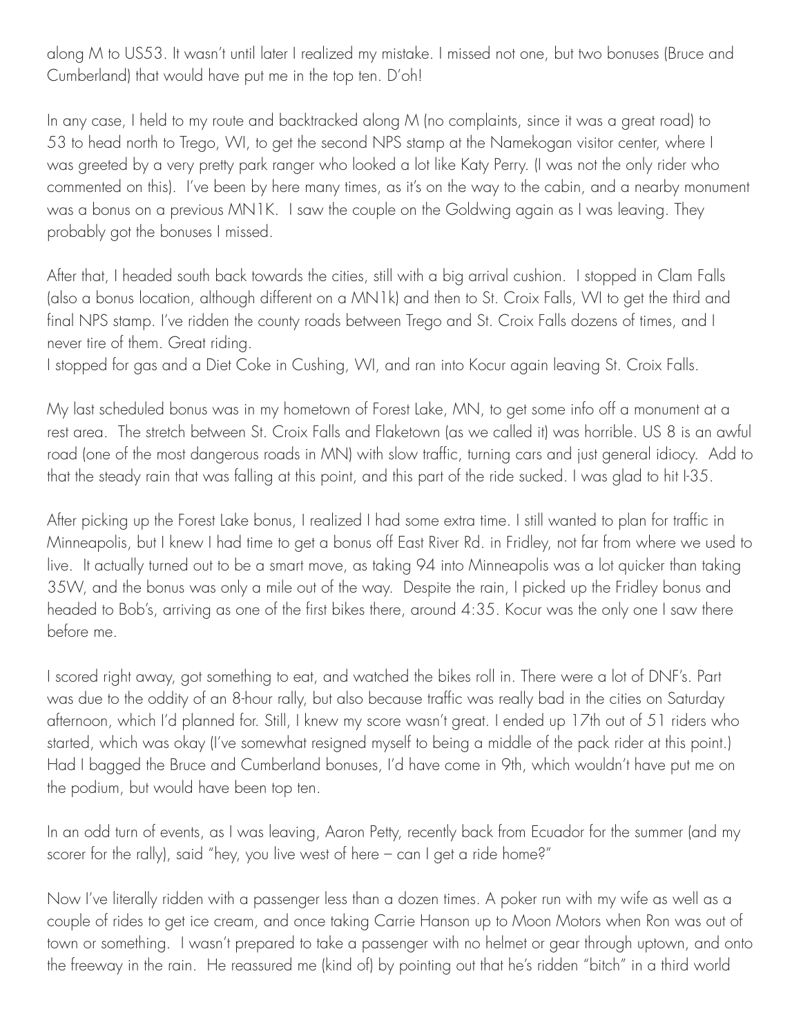along M to US53. It wasn't until later I realized my mistake. I missed not one, but two bonuses (Bruce and Cumberland) that would have put me in the top ten. D'oh!

In any case, I held to my route and backtracked along M (no complaints, since it was a great road) to 53 to head north to Trego, WI, to get the second NPS stamp at the Namekogan visitor center, where I was greeted by a very pretty park ranger who looked a lot like Katy Perry. (I was not the only rider who commented on this). I've been by here many times, as it's on the way to the cabin, and a nearby monument was a bonus on a previous MN1K. I saw the couple on the Goldwing again as I was leaving. They probably got the bonuses I missed.

After that, I headed south back towards the cities, still with a big arrival cushion. I stopped in Clam Falls (also a bonus location, although different on a MN1k) and then to St. Croix Falls, WI to get the third and final NPS stamp. I've ridden the county roads between Trego and St. Croix Falls dozens of times, and I never tire of them. Great riding.
I stopped for gas and a Diet Coke in Cushing, WI, and ran into Kocur again leaving St. Croix Falls.

My last scheduled bonus was in my hometown of Forest Lake, MN, to get some info off a monument at a rest area. The stretch between St. Croix Falls and Flaketown (as we called it) was horrible. US 8 is an awful road (one of the most dangerous roads in MN) with slow traffic, turning cars and just general idiocy. Add to that the steady rain that was falling at this point, and this part of the ride sucked. I was glad to hit I-35.

After picking up the Forest Lake bonus, I realized I had some extra time. I still wanted to plan for traffic in Minneapolis, but I knew I had time to get a bonus off East River Rd. in Fridley, not far from where we used to live. It actually turned out to be a smart move, as taking 94 into Minneapolis was a lot quicker than taking 35W, and the bonus was only a mile out of the way. Despite the rain, I picked up the Fridley bonus and headed to Bob's, arriving as one of the first bikes there, around 4:35. Kocur was the only one I saw there before me.

I scored right away, got something to eat, and watched the bikes roll in. There were a lot of DNF's. Part was due to the oddity of an 8-hour rally, but also because traffic was really bad in the cities on Saturday afternoon, which I'd planned for. Still, I knew my score wasn't great. I ended up 17th out of 51 riders who started, which was okay (I've somewhat resigned myself to being a middle of the pack rider at this point.) Had I bagged the Bruce and Cumberland bonuses, I'd have come in 9th, which wouldn't have put me on the podium, but would have been top ten.

In an odd turn of events, as I was leaving, Aaron Petty, recently back from Ecuador for the summer (and my scorer for the rally), said "hey, you live west of here – can I get a ride home?"

Now I've literally ridden with a passenger less than a dozen times. A poker run with my wife as well as a couple of rides to get ice cream, and once taking Carrie Hanson up to Moon Motors when Ron was out of town or something. I wasn't prepared to take a passenger with no helmet or gear through uptown, and onto the freeway in the rain. He reassured me (kind of) by pointing out that he's ridden "bitch" in a third world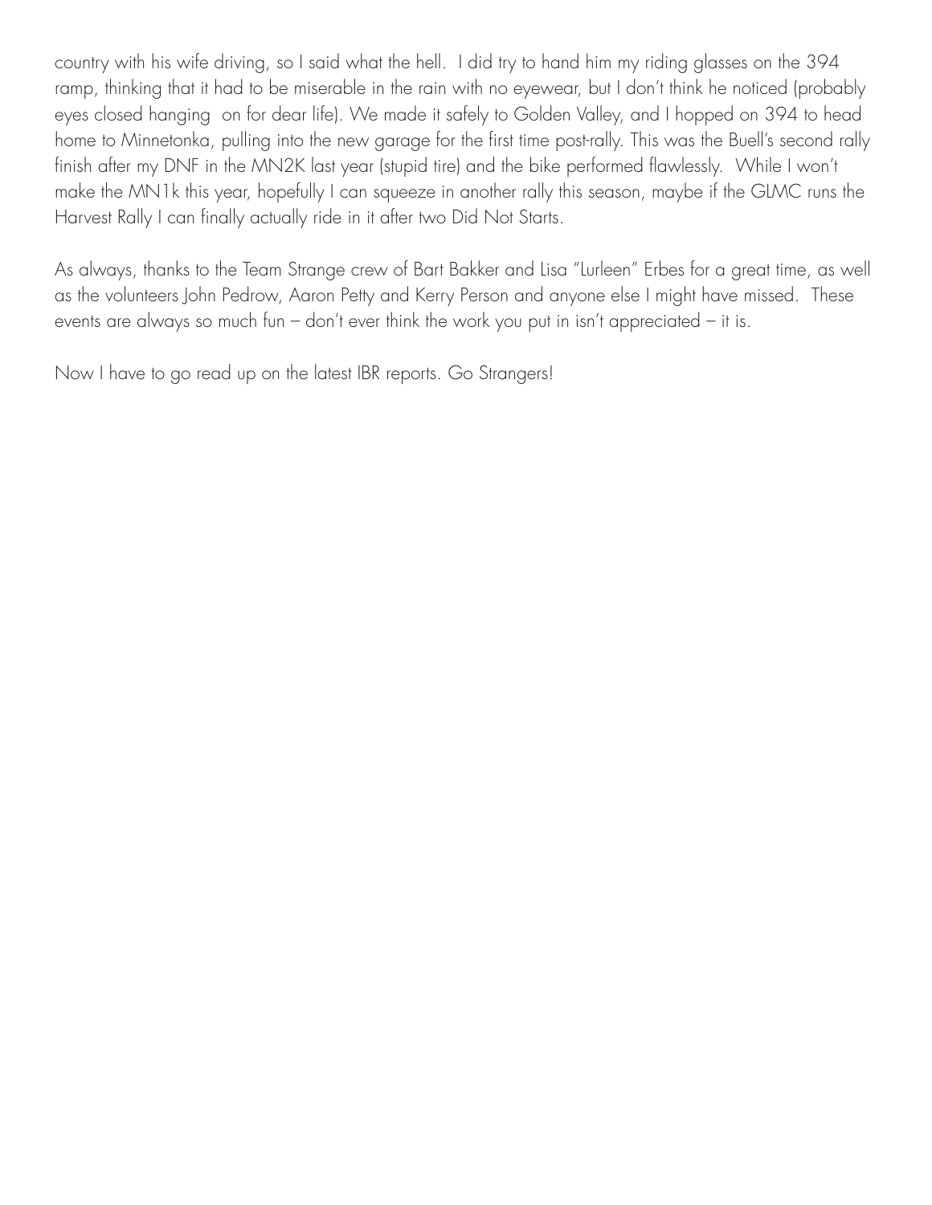country with his wife driving, so I said what the hell. I did try to hand him my riding glasses on the 394 ramp, thinking that it had to be miserable in the rain with no eyewear, but I don't think he noticed (probably eyes closed hanging on for dear life). We made it safely to Golden Valley, and I hopped on 394 to head home to Minnetonka, pulling into the new garage for the first time post-rally. This was the Buell's second rally finish after my DNF in the MN2K last year (stupid tire) and the bike performed flawlessly. While I won't make the MN1k this year, hopefully I can squeeze in another rally this season, maybe if the GLMC runs the Harvest Rally I can finally actually ride in it after two Did Not Starts.

As always, thanks to the Team Strange crew of Bart Bakker and Lisa "Lurleen" Erbes for a great time, as well as the volunteers John Pedrow, Aaron Petty and Kerry Person and anyone else I might have missed. These events are always so much fun – don't ever think the work you put in isn't appreciated – it is.

Now I have to go read up on the latest IBR reports. Go Strangers!